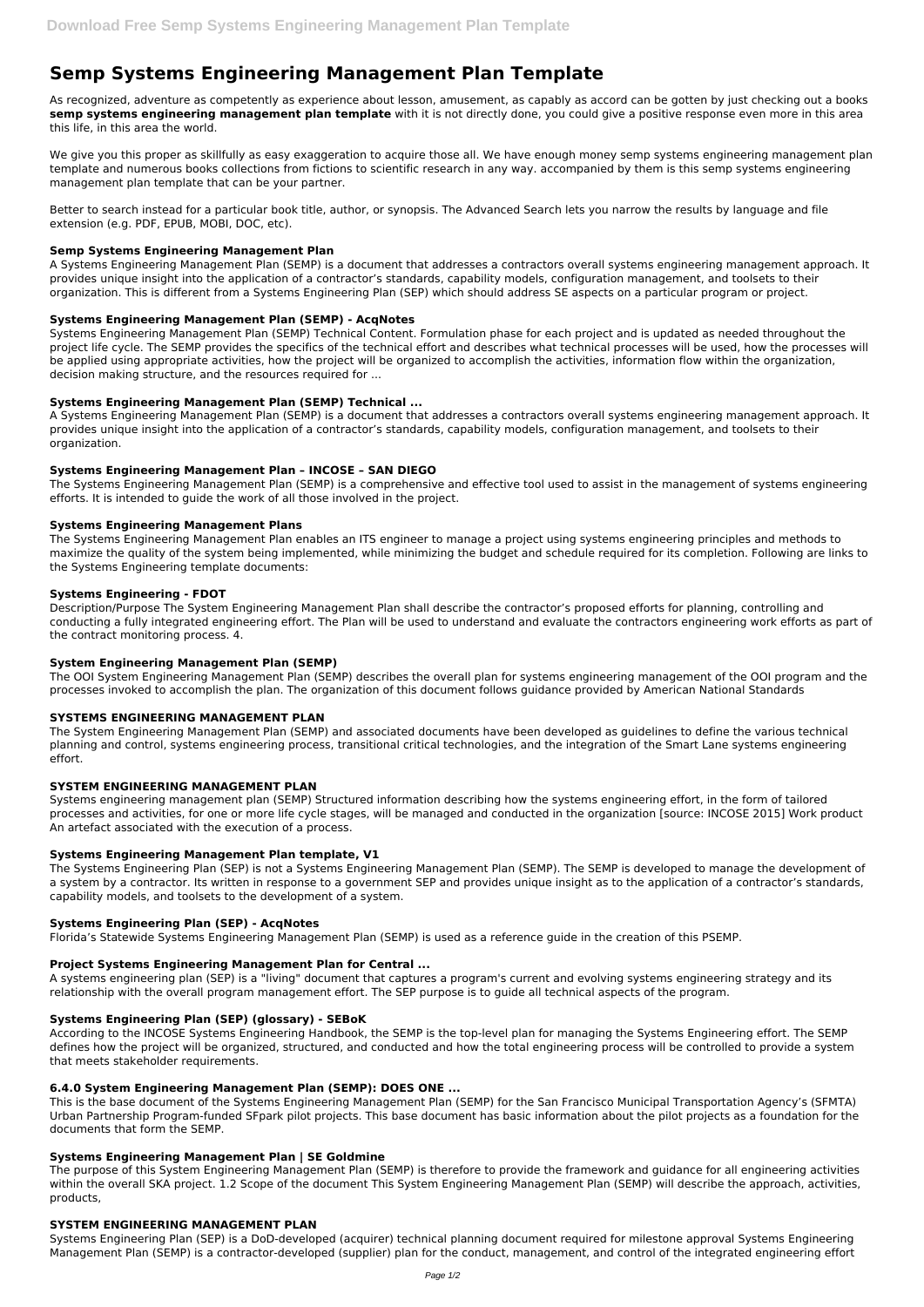# Semp Systems Engineering Management Plan Template

As recognized, adventure as competently as experience about lesson, amusement, as capably as accord can be gotten by just checking out a books **semp systems engineering management plan template** with it is not directly done, you could give a positive response even more in this area this life, in this area the world.

We give you this proper as skillfully as easy exaggeration to acquire those all. We have enough money semp systems engineering management plan template and numerous books collections from fictions to scientific research in any way. accompanied by them is this semp systems engineering management plan template that can be your partner.

Better to search instead for a particular book title, author, or synopsis. The Advanced Search lets you narrow the results by language and file extension (e.g. PDF, EPUB, MOBI, DOC, etc).

### Semp Systems Engineering Management Plan

A Systems Engineering Management Plan (SEMP) is a document that addresses a contractors overall systems engineering management approach. It provides unique insight into the application of a contractor's standards, capability models, configuration management, and toolsets to their organization. This is different from a Systems Engineering Plan (SEP) which should address SE aspects on a particular program or project.

### Systems Engineering Management Plan (SEMP) - AcqNotes

Systems Engineering Management Plan (SEMP) Technical Content. Formulation phase for each project and is updated as needed throughout the project life cycle. The SEMP provides the specifics of the technical effort and describes what technical processes will be used, how the processes will be applied using appropriate activities, how the project will be organized to accomplish the activities, information flow within the organization, decision making structure, and the resources required for ...

### Systems Engineering Management Plan (SEMP) Technical ...

A Systems Engineering Management Plan (SEMP) is a document that addresses a contractors overall systems engineering management approach. It provides unique insight into the application of a contractor's standards, capability models, configuration management, and toolsets to their organization.

### Systems Engineering Management Plan – INCOSE – SAN DIEGO

The Systems Engineering Management Plan (SEMP) is a comprehensive and effective tool used to assist in the management of systems engineering efforts. It is intended to guide the work of all those involved in the project.

### Systems Engineering Management Plans

The Systems Engineering Management Plan enables an ITS engineer to manage a project using systems engineering principles and methods to maximize the quality of the system being implemented, while minimizing the budget and schedule required for its completion. Following are links to the Systems Engineering template documents:

### Systems Engineering - FDOT

Description/Purpose The System Engineering Management Plan shall describe the contractor's proposed efforts for planning, controlling and conducting a fully integrated engineering effort. The Plan will be used to understand and evaluate the contractors engineering work efforts as part of the contract monitoring process. 4.

### System Engineering Management Plan (SEMP)

The OOI System Engineering Management Plan (SEMP) describes the overall plan for systems engineering management of the OOI program and the processes invoked to accomplish the plan. The organization of this document follows guidance provided by American National Standards

### SYSTEMS ENGINEERING MANAGEMENT PLAN

The System Engineering Management Plan (SEMP) and associated documents have been developed as guidelines to define the various technical planning and control, systems engineering process, transitional critical technologies, and the integration of the Smart Lane systems engineering effort.

### SYSTEM ENGINEERING MANAGEMENT PLAN

Systems engineering management plan (SEMP) Structured information describing how the systems engineering effort, in the form of tailored processes and activities, for one or more life cycle stages, will be managed and conducted in the organization [source: INCOSE 2015] Work product An artefact associated with the execution of a process.

### Systems Engineering Management Plan template, V1

The Systems Engineering Plan (SEP) is not a Systems Engineering Management Plan (SEMP). The SEMP is developed to manage the development of a system by a contractor. Its written in response to a government SEP and provides unique insight as to the application of a contractor's standards, capability models, and toolsets to the development of a system.

### Systems Engineering Plan (SEP) - AcqNotes

Florida's Statewide Systems Engineering Management Plan (SEMP) is used as a reference guide in the creation of this PSEMP.

### Project Systems Engineering Management Plan for Central ...

A systems engineering plan (SEP) is a "living" document that captures a program's current and evolving systems engineering strategy and its relationship with the overall program management effort. The SEP purpose is to guide all technical aspects of the program.

### Systems Engineering Plan (SEP) (glossary) - SEBoK

According to the INCOSE Systems Engineering Handbook, the SEMP is the top-level plan for managing the Systems Engineering effort. The SEMP defines how the project will be organized, structured, and conducted and how the total engineering process will be controlled to provide a system that meets stakeholder requirements.

### 6.4.0 System Engineering Management Plan (SEMP): DOES ONE ...

This is the base document of the Systems Engineering Management Plan (SEMP) for the San Francisco Municipal Transportation Agency's (SFMTA) Urban Partnership Program-funded SFpark pilot projects. This base document has basic information about the pilot projects as a foundation for the documents that form the SEMP.

### Systems Engineering Management Plan | SE Goldmine

The purpose of this System Engineering Management Plan (SEMP) is therefore to provide the framework and guidance for all engineering activities within the overall SKA project. 1.2 Scope of the document This System Engineering Management Plan (SEMP) will describe the approach, activities, products,

### SYSTEM ENGINEERING MANAGEMENT PLAN

Systems Engineering Plan (SEP) is a DoD-developed (acquirer) technical planning document required for milestone approval Systems Engineering Management Plan (SEMP) is a contractor-developed (supplier) plan for the conduct, management, and control of the integrated engineering effort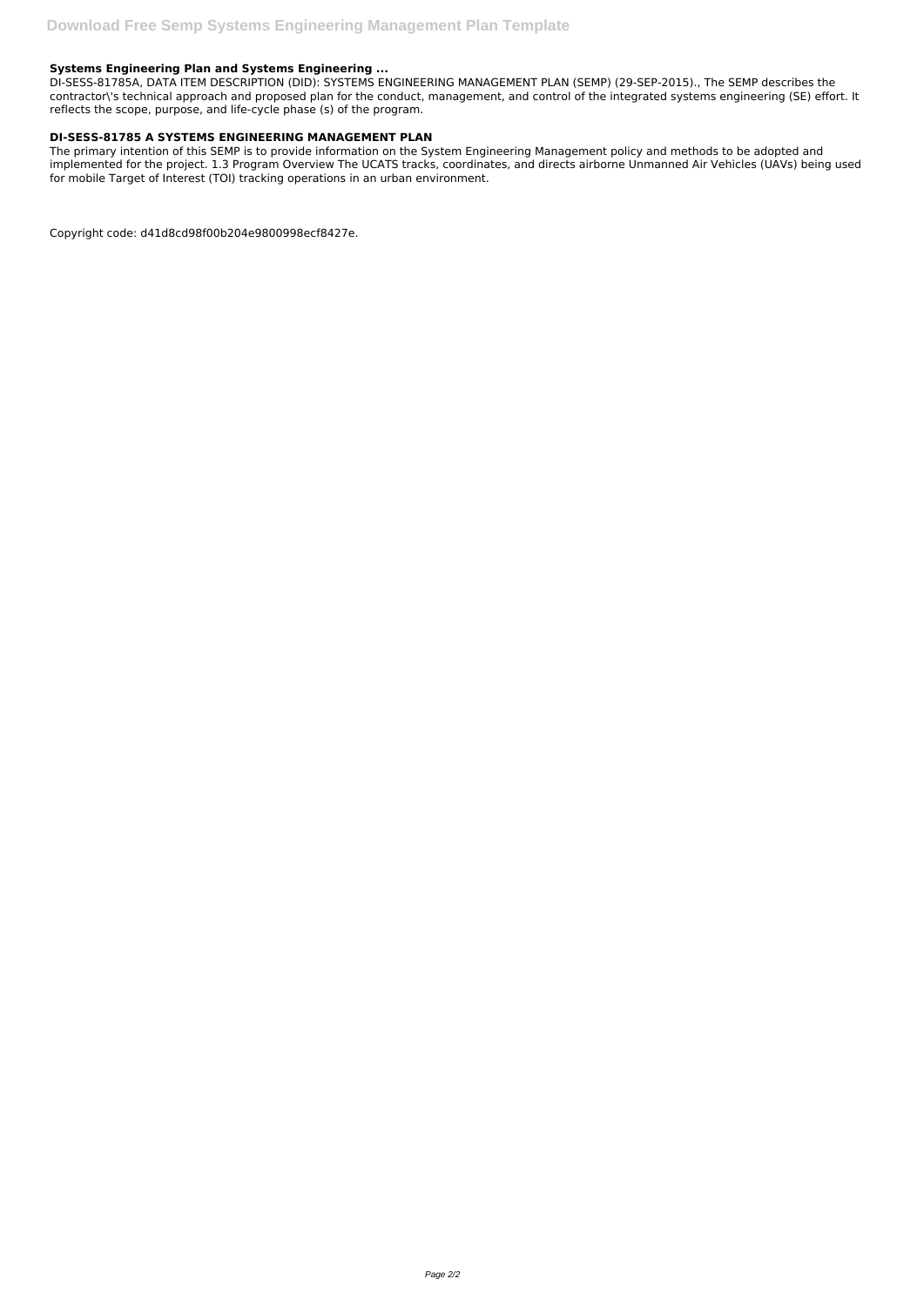### Systems Engineering Plan and Systems Engineering ...

DI-SESS-81785A, DATA ITEM DESCRIPTION (DID): SYSTEMS ENGINEERING MANAGEMENT PLAN (SEMP) (29-SEP-2015)., The SEMP describes the contractor\'s technical approach and proposed plan for the conduct, management, and control of the integrated systems engineering (SE) effort. It reflects the scope, purpose, and life-cycle phase (s) of the program.

### DI-SESS-81785 A SYSTEMS ENGINEERING MANAGEMENT PLAN

The primary intention of this SEMP is to provide information on the System Engineering Management policy and methods to be adopted and implemented for the project. 1.3 Program Overview The UCATS tracks, coordinates, and directs airborne Unmanned Air Vehicles (UAVs) being used for mobile Target of Interest (TOI) tracking operations in an urban environment.

Copyright code: d41d8cd98f00b204e9800998ecf8427e.